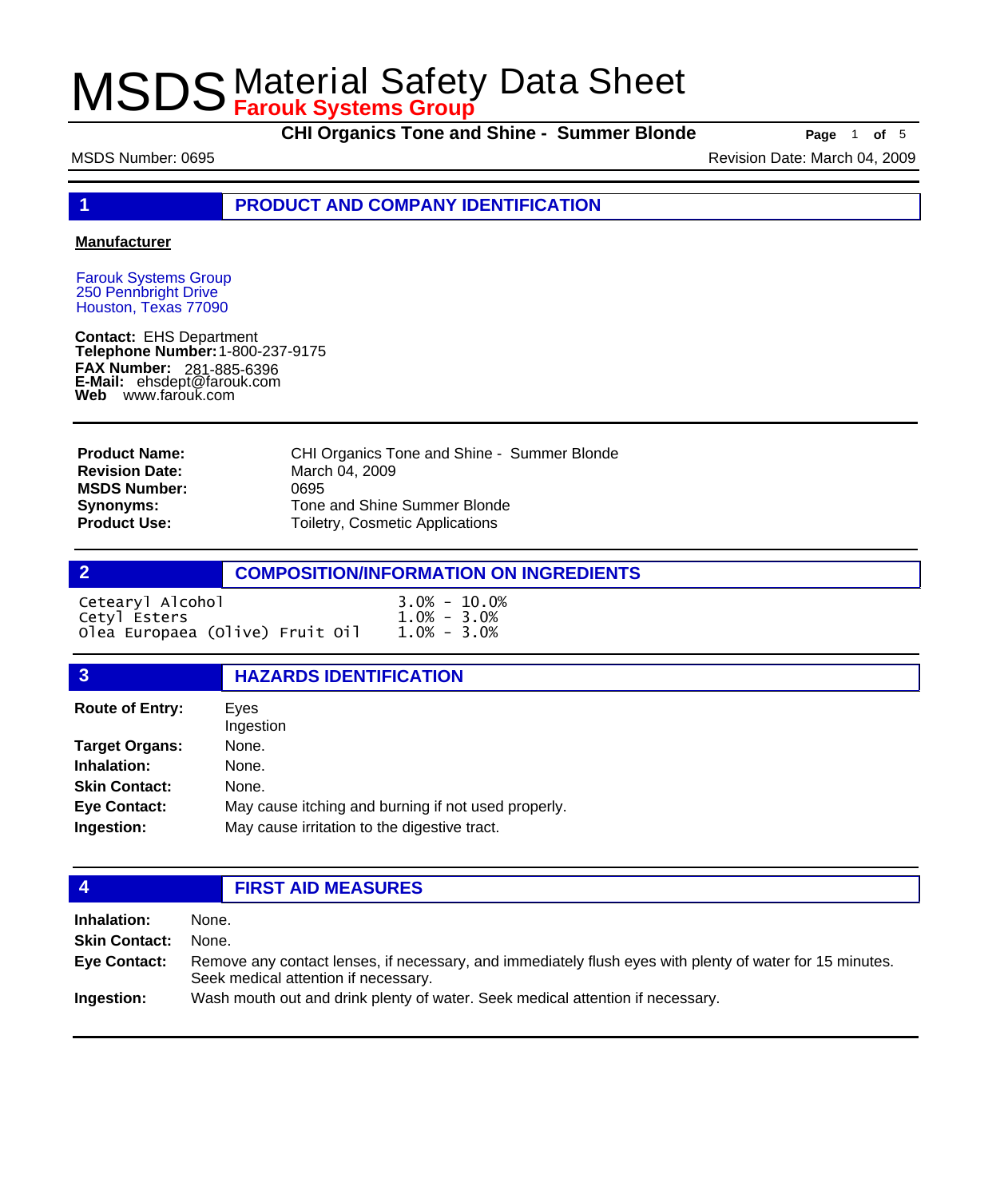# MSDS Material Safety Data Sheet
**Farouk Systems Group**

**CHI Organics Tone and Shine - Summer Blonde**

MSDS Number: 0695

Revision Date: March 04, 2009

## 1 PRODUCT AND COMPANY IDENTIFICATION

**Manufacturer**

Farouk Systems Group
250 Pennbright Drive
Houston, Texas 77090

**Contact:** EHS Department
**Telephone Number:** 1-800-237-9175
**FAX Number:** 281-885-6396
**E-Mail:** ehsdept@farouk.com
**Web** www.farouk.com

| | |
|---|---|
| **Product Name:** | CHI Organics Tone and Shine - Summer Blonde |
| **Revision Date:** | March 04, 2009 |
| **MSDS Number:** | 0695 |
| **Synonyms:** | Tone and Shine Summer Blonde |
| **Product Use:** | Toiletry, Cosmetic Applications |

## 2 COMPOSITION/INFORMATION ON INGREDIENTS

| | |
|---|---|
| Cetearyl Alcohol | 3.0% - 10.0% |
| Cetyl Esters | 1.0% - 3.0% |
| Olea Europaea (Olive) Fruit Oil | 1.0% - 3.0% |

## 3 HAZARDS IDENTIFICATION

| | |
|---|---|
| **Route of Entry:** | Eyes<br>Ingestion |
| **Target Organs:** | None. |
| **Inhalation:** | None. |
| **Skin Contact:** | None. |
| **Eye Contact:** | May cause itching and burning if not used properly. |
| **Ingestion:** | May cause irritation to the digestive tract. |

## 4 FIRST AID MEASURES

| | |
|---|---|
| **Inhalation:** | None. |
| **Skin Contact:** | None. |
| **Eye Contact:** | Remove any contact lenses, if necessary, and immediately flush eyes with plenty of water for 15 minutes. Seek medical attention if necessary. |
| **Ingestion:** | Wash mouth out and drink plenty of water. Seek medical attention if necessary. |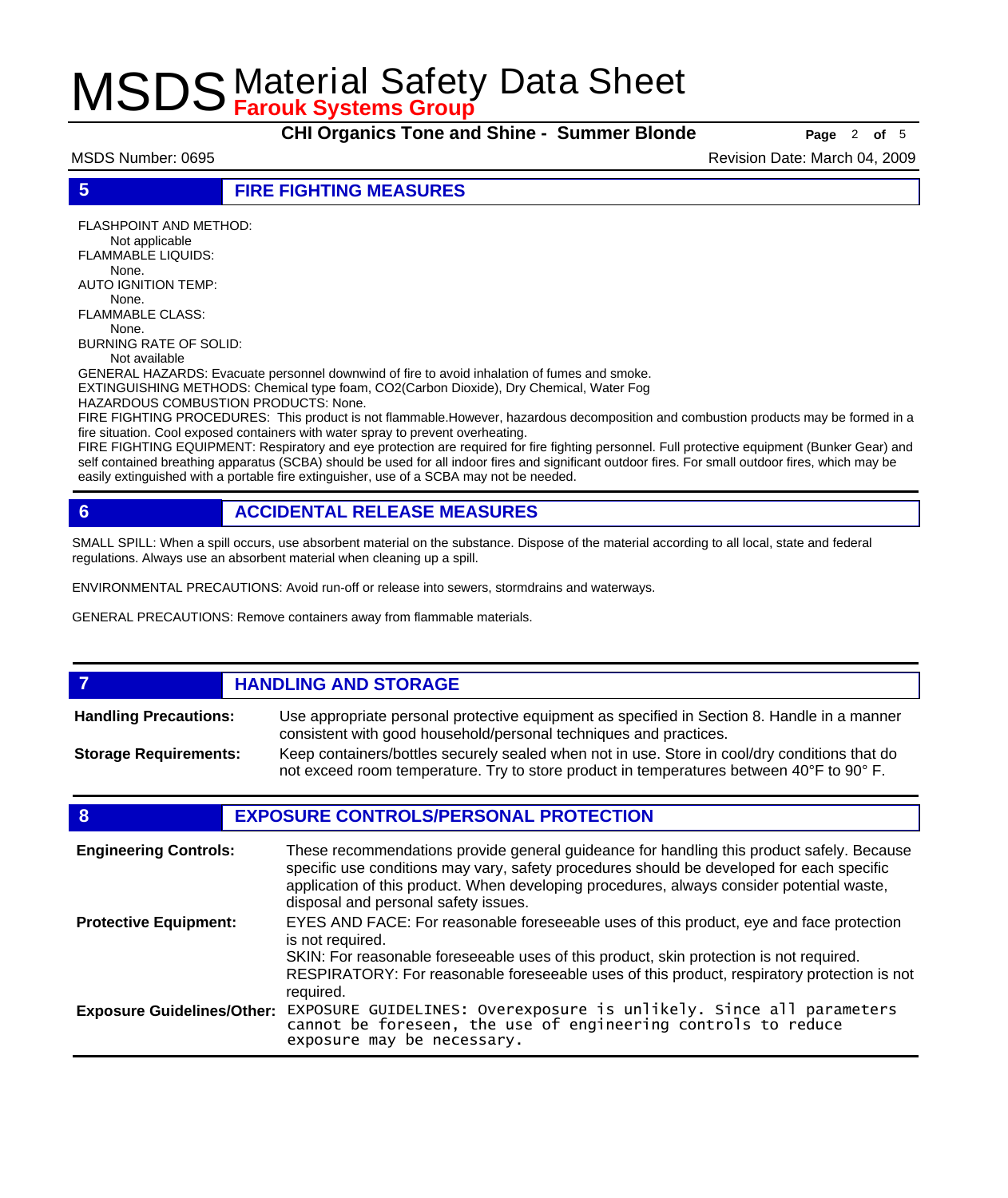## 5 FIRE FIGHTING MEASURES

FLASHPOINT AND METHOD:
Not applicable
FLAMMABLE LIQUIDS:
None.
AUTO IGNITION TEMP:
None.
FLAMMABLE CLASS:
None.
BURNING RATE OF SOLID:
Not available
GENERAL HAZARDS: Evacuate personnel downwind of fire to avoid inhalation of fumes and smoke.
EXTINGUISHING METHODS: Chemical type foam, $CO_2$(Carbon Dioxide), Dry Chemical, Water Fog
HAZARDOUS COMBUSTION PRODUCTS: None.
FIRE FIGHTING PROCEDURES: This product is not flammable.However, hazardous decomposition and combustion products may be formed in a fire situation. Cool exposed containers with water spray to prevent overheating.
FIRE FIGHTING EQUIPMENT: Respiratory and eye protection are required for fire fighting personnel. Full protective equipment (Bunker Gear) and self contained breathing apparatus (SCBA) should be used for all indoor fires and significant outdoor fires. For small outdoor fires, which may be easily extinguished with a portable fire extinguisher, use of a SCBA may not be needed.

## 6 ACCIDENTAL RELEASE MEASURES

SMALL SPILL: When a spill occurs, use absorbent material on the substance. Dispose of the material according to all local, state and federal regulations. Always use an absorbent material when cleaning up a spill.

ENVIRONMENTAL PRECAUTIONS: Avoid run-off or release into sewers, stormdrains and waterways.

GENERAL PRECAUTIONS: Remove containers away from flammable materials.

## 7 HANDLING AND STORAGE

**Handling Precautions:** Use appropriate personal protective equipment as specified in Section 8. Handle in a manner consistent with good household/personal techniques and practices.

**Storage Requirements:** Keep containers/bottles securely sealed when not in use. Store in cool/dry conditions that do not exceed room temperature. Try to store product in temperatures between 40° F to 90° F.

## 8 EXPOSURE CONTROLS/PERSONAL PROTECTION

**Engineering Controls:** These recommendations provide general guideance for handling this product safely. Because specific use conditions may vary, safety procedures should be developed for each specific application of this product. When developing procedures, always consider potential waste, disposal and personal safety issues.

**Protective Equipment:** EYES AND FACE: For reasonable foreseeable uses of this product, eye and face protection is not required.
SKIN: For reasonable foreseeable uses of this product, skin protection is not required.
RESPIRATORY: For reasonable foreseeable uses of this product, respiratory protection is not required.

**Exposure Guidelines/Other:** EXPOSURE GUIDELINES: Overexposure is unlikely. Since all parameters cannot be foreseen, the use of engineering controls to reduce exposure may be necessary.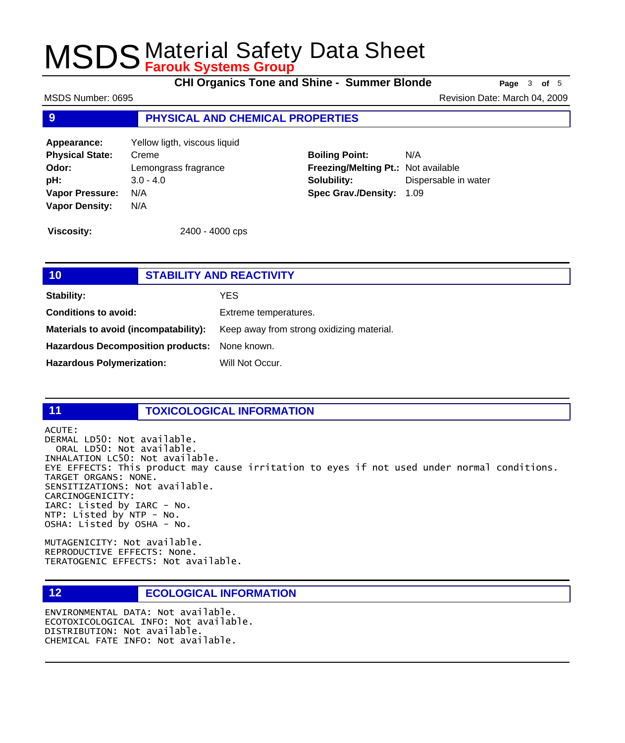## 9 PHYSICAL AND CHEMICAL PROPERTIES

| | | | |
|---|---|---|---|
| **Appearance:** | Yellow ligth, viscous liquid | | |
| **Physical State:** | Creme | **Boiling Point:** | N/A |
| **Odor:** | Lemongrass fragrance | **Freezing/Melting Pt.:** | Not available |
| **pH:** | 3.0 - 4.0 | **Solubility:** | Dispersable in water |
| **Vapor Pressure:** | N/A | **Spec Grav./Density:** | 1.09 |
| **Vapor Density:** | N/A | | |

**Viscosity:** 2400 - 4000 cps

## 10 STABILITY AND REACTIVITY

**Stability:** YES

**Conditions to avoid:** Extreme temperatures.

**Materials to avoid (incompatability):** Keep away from strong oxidizing material.

**Hazardous Decomposition products:** None known.

**Hazardous Polymerization:** Will Not Occur.

## 11 TOXICOLOGICAL INFORMATION

ACUTE:
DERMAL LD50: Not available.
ORAL LD50: Not available.
INHALATION LC50: Not available.
EYE EFFECTS: This product may cause irritation to eyes if not used under normal conditions.
TARGET ORGANS: NONE.
SENSITIZATIONS: Not available.
CARCINOGENICITY:
IARC: Listed by IARC - No.
NTP: Listed by NTP - No.
OSHA: Listed by OSHA - No.

MUTAGENICITY: Not available.
REPRODUCTIVE EFFECTS: None.
TERATOGENIC EFFECTS: Not available.

## 12 ECOLOGICAL INFORMATION

ENVIRONMENTAL DATA: Not available.
ECOTOXICOLOGICAL INFO: Not available.
DISTRIBUTION: Not available.
CHEMICAL FATE INFO: Not available.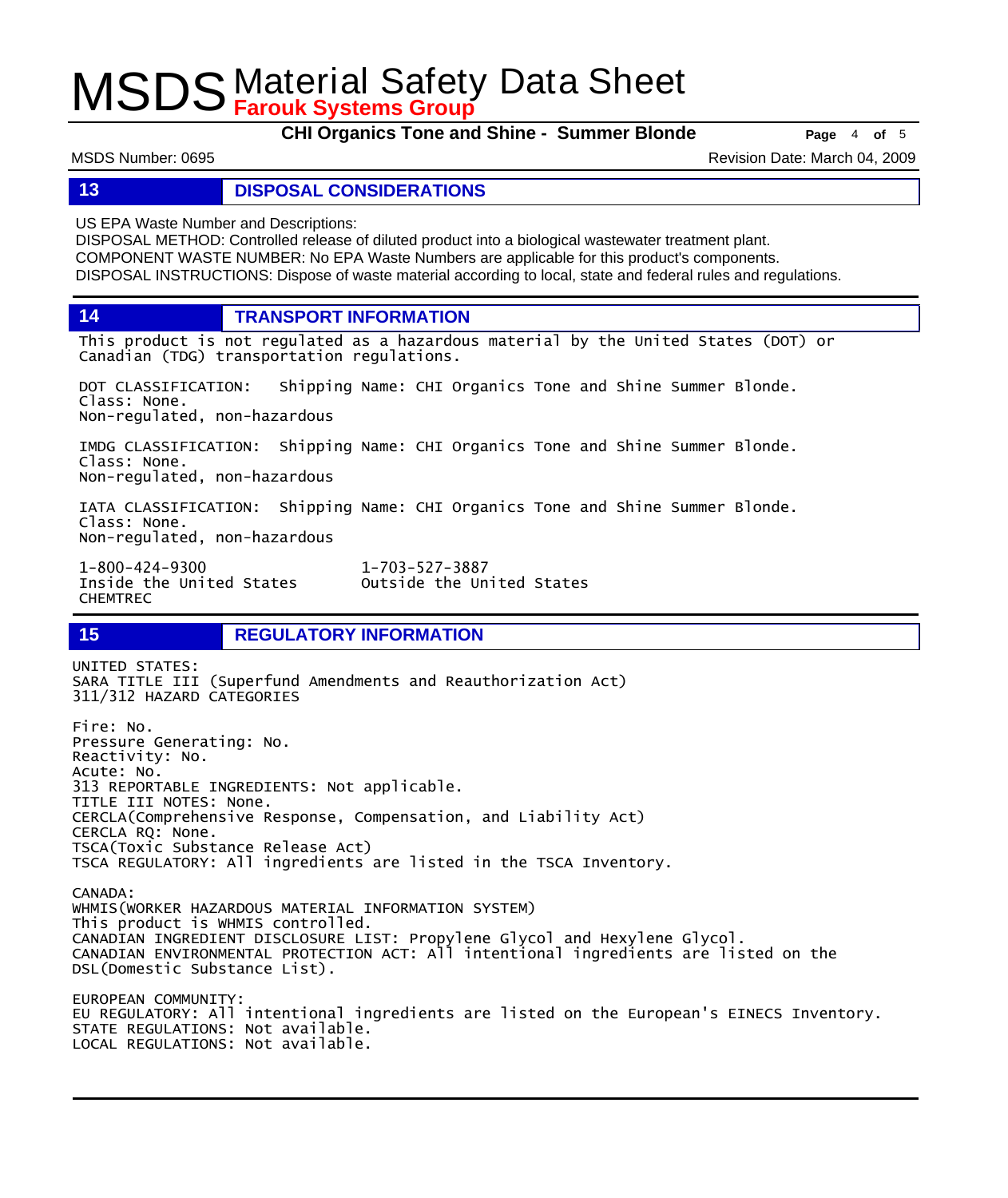## 13 DISPOSAL CONSIDERATIONS

US EPA Waste Number and Descriptions:
DISPOSAL METHOD: Controlled release of diluted product into a biological wastewater treatment plant.
COMPONENT WASTE NUMBER: No EPA Waste Numbers are applicable for this product's components.
DISPOSAL INSTRUCTIONS: Dispose of waste material according to local, state and federal rules and regulations.

## 14 TRANSPORT INFORMATION

This product is not regulated as a hazardous material by the United States (DOT) or Canadian (TDG) transportation regulations.

DOT CLASSIFICATION: Shipping Name: CHI Organics Tone and Shine Summer Blonde.
Class: None.
Non-regulated, non-hazardous

IMDG CLASSIFICATION: Shipping Name: CHI Organics Tone and Shine Summer Blonde.
Class: None.
Non-regulated, non-hazardous

IATA CLASSIFICATION: Shipping Name: CHI Organics Tone and Shine Summer Blonde.
Class: None.
Non-regulated, non-hazardous

1-800-424-9300 Inside the United States
1-703-527-3887 Outside the United States
CHEMTREC

## 15 REGULATORY INFORMATION

UNITED STATES:
SARA TITLE III (Superfund Amendments and Reauthorization Act)
311/312 HAZARD CATEGORIES

Fire: No.
Pressure Generating: No.
Reactivity: No.
Acute: No.
313 REPORTABLE INGREDIENTS: Not applicable.
TITLE III NOTES: None.
CERCLA(Comprehensive Response, Compensation, and Liability Act)
CERCLA RQ: None.
TSCA(Toxic Substance Release Act)
TSCA REGULATORY: All ingredients are listed in the TSCA Inventory.

CANADA:
WHMIS(WORKER HAZARDOUS MATERIAL INFORMATION SYSTEM)
This product is WHMIS controlled.
CANADIAN INGREDIENT DISCLOSURE LIST: Propylene Glycol and Hexylene Glycol.
CANADIAN ENVIRONMENTAL PROTECTION ACT: All intentional ingredients are listed on the DSL(Domestic Substance List).

EUROPEAN COMMUNITY:
EU REGULATORY: All intentional ingredients are listed on the European's EINECS Inventory.
STATE REGULATIONS: Not available.
LOCAL REGULATIONS: Not available.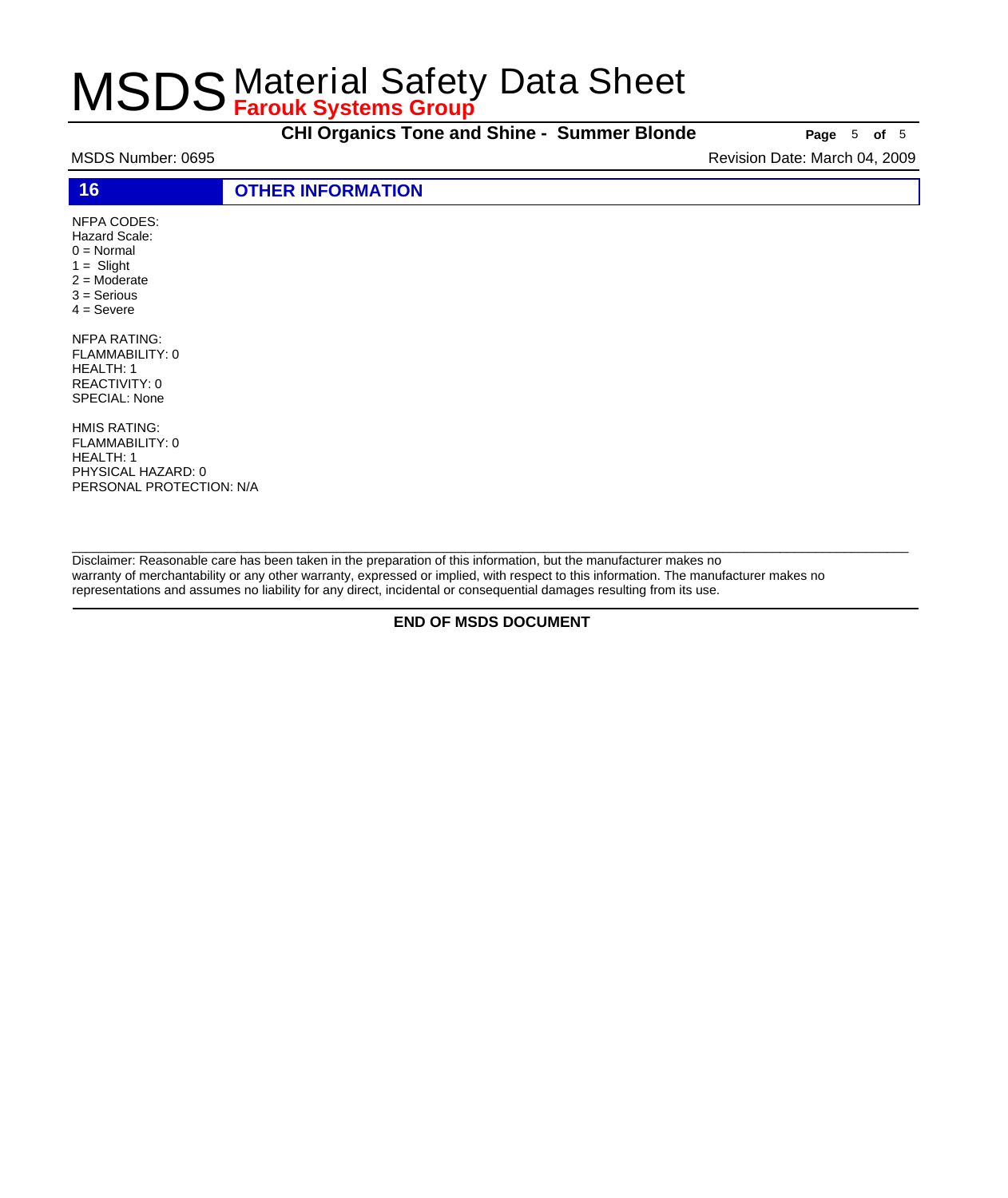## 16 OTHER INFORMATION

NFPA CODES:
Hazard Scale:
0 = Normal
1 = Slight
2 = Moderate
3 = Serious
4 = Severe

NFPA RATING:
FLAMMABILITY: 0
HEALTH: 1
REACTIVITY: 0
SPECIAL: None

HMIS RATING:
FLAMMABILITY: 0
HEALTH: 1
PHYSICAL HAZARD: 0
PERSONAL PROTECTION: N/A

---

Disclaimer: Reasonable care has been taken in the preparation of this information, but the manufacturer makes no warranty of merchantability or any other warranty, expressed or implied, with respect to this information. The manufacturer makes no representations and assumes no liability for any direct, incidental or consequential damages resulting from its use.

---

**END OF MSDS DOCUMENT**